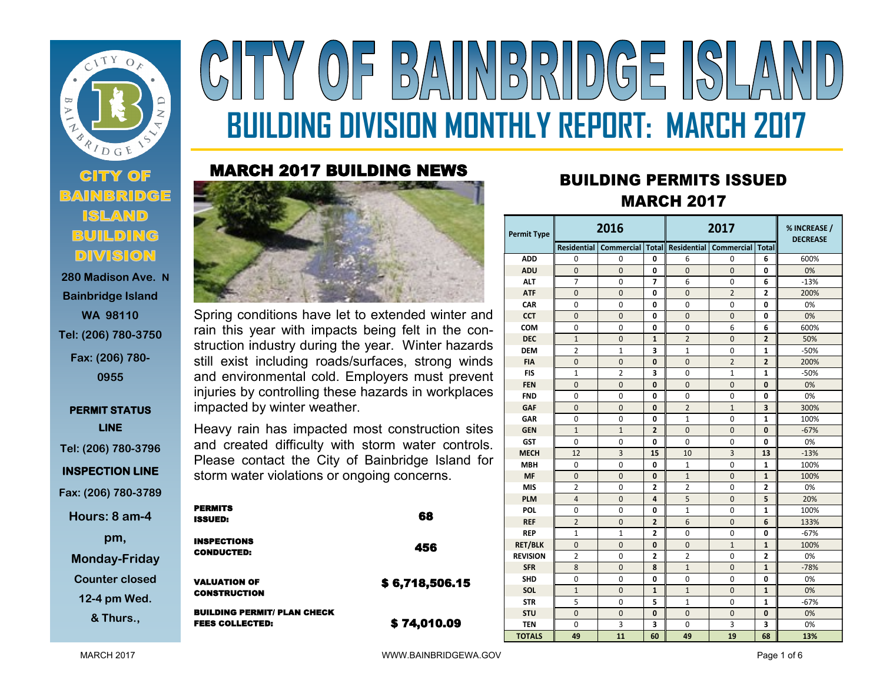# CITY OF BAINBRIDGE ISLAND

## BUILDING DIVISION MONTHLY REPORT: MARCH 2017

**CITY OF BAINBRIDGE ISLAND BUILDING DIVISION**

280 Madison Ave. N
Bainbridge Island
WA 98110
Tel: (206) 780-3750
Fax: (206) 780-0955

**PERMIT STATUS LINE**
Tel: (206) 780-3796

**INSPECTION LINE**
Fax: (206) 780-3789

Hours: 8 am-4 pm, Monday-Friday
Counter closed 12-4 pm Wed. & Thurs.,

### MARCH 2017 BUILDING NEWS

Spring conditions have let to extended winter and rain this year with impacts being felt in the construction industry during the year. Winter hazards still exist including roads/surfaces, strong winds and environmental cold. Employers must prevent injuries by controlling these hazards in workplaces impacted by winter weather.

Heavy rain has impacted most construction sites and created difficulty with storm water controls. Please contact the City of Bainbridge Island for storm water violations or ongoing concerns.

| | |
|---|---|
| **PERMITS ISSUED:** | **68** |
| **INSPECTIONS CONDUCTED:** | **456** |
| **VALUATION OF CONSTRUCTION** | **$ 6,718,506.15** |
| **BUILDING PERMIT/ PLAN CHECK FEES COLLECTED:** | **$ 74,010.09** |

### BUILDING PERMITS ISSUED MARCH 2017

| Permit Type | 2016 | | | 2017 | | | % INCREASE / DECREASE |
|---|---|---|---|---|---|---|---|
| | Residential | Commercial | Total | Residential | Commercial | Total | |
| ADD | 0 | 0 | **0** | 6 | 0 | **6** | 600% |
| ADU | 0 | 0 | **0** | 0 | 0 | **0** | 0% |
| ALT | 7 | 0 | **7** | 6 | 0 | **6** | -13% |
| ATF | 0 | 0 | **0** | 0 | 2 | **2** | 200% |
| CAR | 0 | 0 | **0** | 0 | 0 | **0** | 0% |
| CCT | 0 | 0 | **0** | 0 | 0 | **0** | 0% |
| COM | 0 | 0 | **0** | 0 | 6 | **6** | 600% |
| DEC | 1 | 0 | **1** | 2 | 0 | **2** | 50% |
| DEM | 2 | 1 | **3** | 1 | 0 | **1** | -50% |
| FIA | 0 | 0 | **0** | 0 | 2 | **2** | 200% |
| FIS | 1 | 2 | **3** | 0 | 1 | **1** | -50% |
| FEN | 0 | 0 | **0** | 0 | 0 | **0** | 0% |
| FND | 0 | 0 | **0** | 0 | 0 | **0** | 0% |
| GAF | 0 | 0 | **0** | 2 | 1 | **3** | 300% |
| GAR | 0 | 0 | **0** | 1 | 0 | **1** | 100% |
| GEN | 1 | 1 | **2** | 0 | 0 | **0** | -67% |
| GST | 0 | 0 | **0** | 0 | 0 | **0** | 0% |
| MECH | 12 | 3 | **15** | 10 | 3 | **13** | -13% |
| MBH | 0 | 0 | **0** | 1 | 0 | **1** | 100% |
| MF | 0 | 0 | **0** | 1 | 0 | **1** | 100% |
| MIS | 2 | 0 | **2** | 2 | 0 | **2** | 0% |
| PLM | 4 | 0 | **4** | 5 | 0 | **5** | 20% |
| POL | 0 | 0 | **0** | 1 | 0 | **1** | 100% |
| REF | 2 | 0 | **2** | 6 | 0 | **6** | 133% |
| REP | 1 | 1 | **2** | 0 | 0 | **0** | -67% |
| RET/BLK | 0 | 0 | **0** | 0 | 1 | **1** | 100% |
| REVISION | 2 | 0 | **2** | 2 | 0 | **2** | 0% |
| SFR | 8 | 0 | **8** | 1 | 0 | **1** | -78% |
| SHD | 0 | 0 | **0** | 0 | 0 | **0** | 0% |
| SOL | 1 | 0 | **1** | 1 | 0 | **1** | 0% |
| STR | 5 | 0 | **5** | 1 | 0 | **1** | -67% |
| STU | 0 | 0 | **0** | 0 | 0 | **0** | 0% |
| TEN | 0 | 3 | **3** | 0 | 3 | **3** | 0% |
| **TOTALS** | **49** | **11** | **60** | **49** | **19** | **68** | **13%** |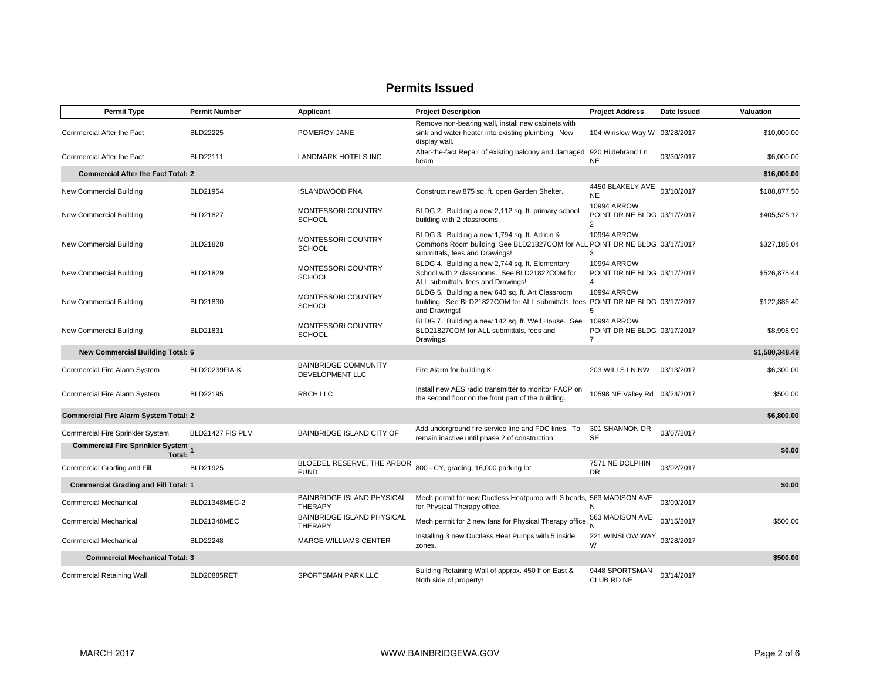# Permits Issued

| Permit Type | Permit Number | Applicant | Project Description | Project Address | Date Issued | Valuation |
|---|---|---|---|---|---|---|
| Commercial After the Fact | BLD22225 | POMEROY JANE | Remove non-bearing wall, install new cabinets with sink and water heater into existing plumbing. New display wall. | 104 Winslow Way W | 03/28/2017 | $10,000.00 |
| Commercial After the Fact | BLD22111 | LANDMARK HOTELS INC | After-the-fact Repair of existing balcony and damaged beam | 920 Hildebrand Ln NE | 03/30/2017 | $6,000.00 |
| **Commercial After the Fact Total: 2** | | | | | | **$16,000.00** |
| New Commercial Building | BLD21954 | ISLANDWOOD FNA | Construct new 875 sq. ft. open Garden Shelter. | 4450 BLAKELY AVE NE | 03/10/2017 | $188,877.50 |
| New Commercial Building | BLD21827 | MONTESSORI COUNTRY SCHOOL | BLDG 2. Building a new 2,112 sq. ft. primary school building with 2 classrooms. | 10994 ARROW POINT DR NE BLDG 2 | 03/17/2017 | $405,525.12 |
| New Commercial Building | BLD21828 | MONTESSORI COUNTRY SCHOOL | BLDG 3. Building a new 1,794 sq. ft. Admin & Commons Room building. See BLD21827COM for ALL submittals, fees and Drawings! | 10994 ARROW POINT DR NE BLDG 3 | 03/17/2017 | $327,185.04 |
| New Commercial Building | BLD21829 | MONTESSORI COUNTRY SCHOOL | BLDG 4. Building a new 2,744 sq. ft. Elementary School with 2 classrooms. See BLD21827COM for ALL submittals, fees and Drawings! | 10994 ARROW POINT DR NE BLDG 4 | 03/17/2017 | $526,875.44 |
| New Commercial Building | BLD21830 | MONTESSORI COUNTRY SCHOOL | BLDG 5. Building a new 640 sq. ft. Art Classroom building. See BLD21827COM for ALL submittals, fees and Drawings! | 10994 ARROW POINT DR NE BLDG 5 | 03/17/2017 | $122,886.40 |
| New Commercial Building | BLD21831 | MONTESSORI COUNTRY SCHOOL | BLDG 7. Building a new 142 sq. ft. Well House. See BLD21827COM for ALL submittals, fees and Drawings! | 10994 ARROW POINT DR NE BLDG 7 | 03/17/2017 | $8,998.99 |
| **New Commercial Building Total: 6** | | | | | | **$1,580,348.49** |
| Commercial Fire Alarm System | BLD20239FIA-K | BAINBRIDGE COMMUNITY DEVELOPMENT LLC | Fire Alarm for building K | 203 WILLS LN NW | 03/13/2017 | $6,300.00 |
| Commercial Fire Alarm System | BLD22195 | RBCH LLC | Install new AES radio transmitter to monitor FACP on the second floor on the front part of the building. | 10598 NE Valley Rd | 03/24/2017 | $500.00 |
| **Commercial Fire Alarm System Total: 2** | | | | | | **$6,800.00** |
| Commercial Fire Sprinkler System | BLD21427 FIS PLM | BAINBRIDGE ISLAND CITY OF | Add underground fire service line and FDC lines. To remain inactive until phase 2 of construction. | 301 SHANNON DR SE | 03/07/2017 | |
| **Commercial Fire Sprinkler System Total: 1** | | | | | | **$0.00** |
| Commercial Grading and Fill | BLD21925 | BLOEDEL RESERVE, THE ARBOR FUND | 800 - CY, grading, 16,000 parking lot | 7571 NE DOLPHIN DR | 03/02/2017 | |
| **Commercial Grading and Fill Total: 1** | | | | | | **$0.00** |
| Commercial Mechanical | BLD21348MEC-2 | BAINBRIDGE ISLAND PHYSICAL THERAPY | Mech permit for new Ductless Heatpump with 3 heads, for Physical Therapy office. | 563 MADISON AVE N | 03/09/2017 | |
| Commercial Mechanical | BLD21348MEC | BAINBRIDGE ISLAND PHYSICAL THERAPY | Mech permit for 2 new fans for Physical Therapy office. | 563 MADISON AVE N | 03/15/2017 | $500.00 |
| Commercial Mechanical | BLD22248 | MARGE WILLIAMS CENTER | Installing 3 new Ductless Heat Pumps with 5 inside zones. | 221 WINSLOW WAY W | 03/28/2017 | |
| **Commercial Mechanical Total: 3** | | | | | | **$500.00** |
| Commercial Retaining Wall | BLD20885RET | SPORTSMAN PARK LLC | Building Retaining Wall of approx. 450 lf on East & Noth side of property! | 9448 SPORTSMAN CLUB RD NE | 03/14/2017 | |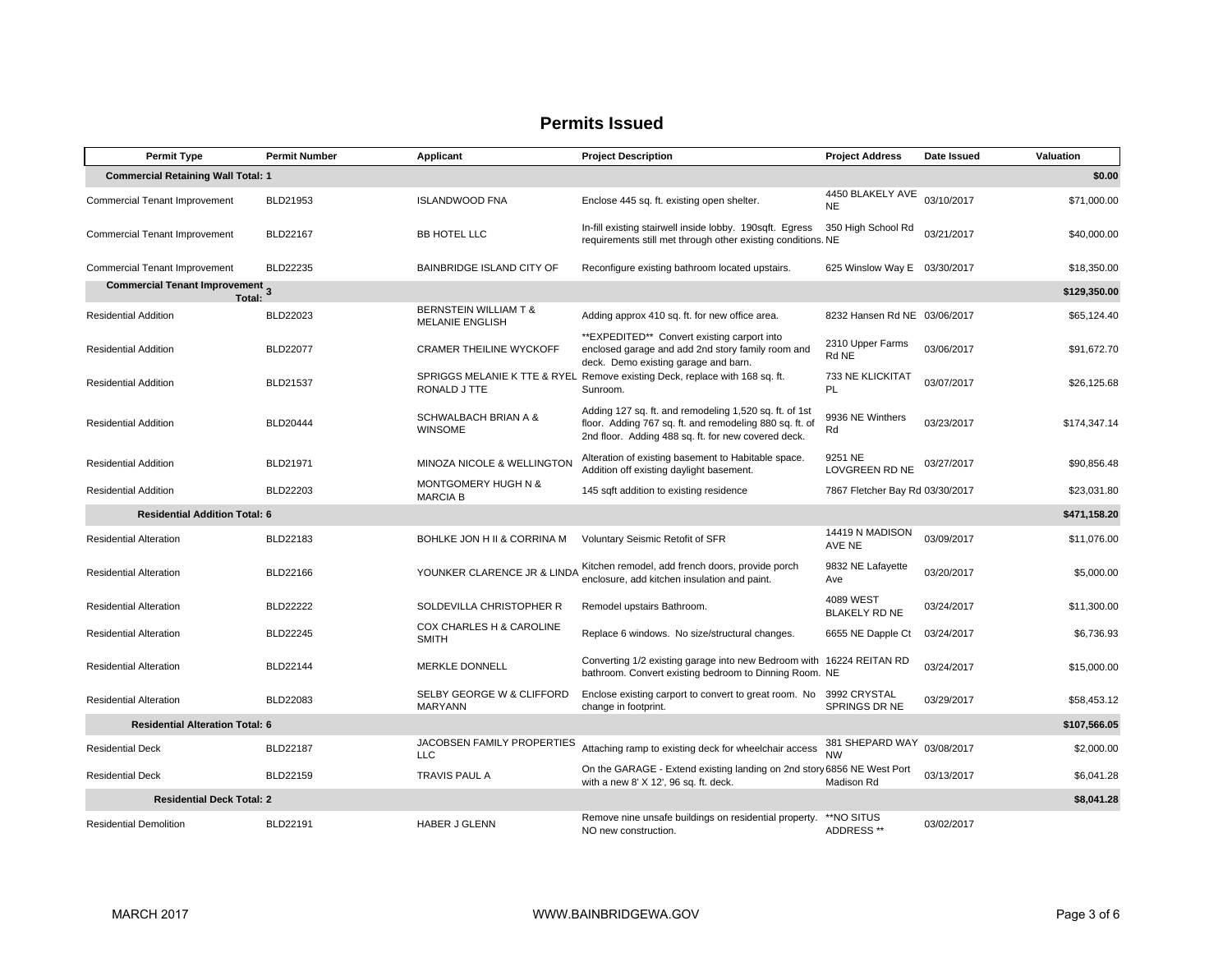# Permits Issued

| Permit Type | Permit Number | Applicant | Project Description | Project Address | Date Issued | Valuation |
|---|---|---|---|---|---|---|
| **Commercial Retaining Wall Total: 1** | | | | | | **$0.00** |
| Commercial Tenant Improvement | BLD21953 | ISLANDWOOD FNA | Enclose 445 sq. ft. existing open shelter. | 4450 BLAKELY AVE NE | 03/10/2017 | $71,000.00 |
| Commercial Tenant Improvement | BLD22167 | BB HOTEL LLC | In-fill existing stairwell inside lobby. 190sqft. Egress requirements still met through other existing conditions. | 350 High School Rd NE | 03/21/2017 | $40,000.00 |
| Commercial Tenant Improvement | BLD22235 | BAINBRIDGE ISLAND CITY OF | Reconfigure existing bathroom located upstairs. | 625 Winslow Way E | 03/30/2017 | $18,350.00 |
| **Commercial Tenant Improvement Total: 3** | | | | | | **$129,350.00** |
| Residential Addition | BLD22023 | BERNSTEIN WILLIAM T & MELANIE ENGLISH | Adding approx 410 sq. ft. for new office area. | 8232 Hansen Rd NE | 03/06/2017 | $65,124.40 |
| Residential Addition | BLD22077 | CRAMER THEILINE WYCKOFF | **EXPEDITED** Convert existing carport into enclosed garage and add 2nd story family room and deck. Demo existing garage and barn. | 2310 Upper Farms Rd NE | 03/06/2017 | $91,672.70 |
| Residential Addition | BLD21537 | SPRIGGS MELANIE K TTE & RYEL RONALD J TTE | Remove existing Deck, replace with 168 sq. ft. Sunroom. | 733 NE KLICKITAT PL | 03/07/2017 | $26,125.68 |
| Residential Addition | BLD20444 | SCHWALBACH BRIAN A & WINSOME | Adding 127 sq. ft. and remodeling 1,520 sq. ft. of 1st floor. Adding 767 sq. ft. and remodeling 880 sq. ft. of 2nd floor. Adding 488 sq. ft. for new covered deck. | 9936 NE Winthers Rd | 03/23/2017 | $174,347.14 |
| Residential Addition | BLD21971 | MINOZA NICOLE & WELLINGTON | Alteration of existing basement to Habitable space. Addition off existing daylight basement. | 9251 NE LOVGREEN RD NE | 03/27/2017 | $90,856.48 |
| Residential Addition | BLD22203 | MONTGOMERY HUGH N & MARCIA B | 145 sqft addition to existing residence | 7867 Fletcher Bay Rd | 03/30/2017 | $23,031.80 |
| **Residential Addition Total: 6** | | | | | | **$471,158.20** |
| Residential Alteration | BLD22183 | BOHLKE JON H II & CORRINA M | Voluntary Seismic Retofit of SFR | 14419 N MADISON AVE NE | 03/09/2017 | $11,076.00 |
| Residential Alteration | BLD22166 | YOUNKER CLARENCE JR & LINDA | Kitchen remodel, add french doors, provide porch enclosure, add kitchen insulation and paint. | 9832 NE Lafayette Ave | 03/20/2017 | $5,000.00 |
| Residential Alteration | BLD22222 | SOLDEVILLA CHRISTOPHER R | Remodel upstairs Bathroom. | 4089 WEST BLAKELY RD NE | 03/24/2017 | $11,300.00 |
| Residential Alteration | BLD22245 | COX CHARLES H & CAROLINE SMITH | Replace 6 windows. No size/structural changes. | 6655 NE Dapple Ct | 03/24/2017 | $6,736.93 |
| Residential Alteration | BLD22144 | MERKLE DONNELL | Converting 1/2 existing garage into new Bedroom with bathroom. Convert existing bedroom to Dinning Room. | 16224 REITAN RD NE | 03/24/2017 | $15,000.00 |
| Residential Alteration | BLD22083 | SELBY GEORGE W & CLIFFORD MARYANN | Enclose existing carport to convert to great room. No change in footprint. | 3992 CRYSTAL SPRINGS DR NE | 03/29/2017 | $58,453.12 |
| **Residential Alteration Total: 6** | | | | | | **$107,566.05** |
| Residential Deck | BLD22187 | JACOBSEN FAMILY PROPERTIES LLC | Attaching ramp to existing deck for wheelchair access | 381 SHEPARD WAY NW | 03/08/2017 | $2,000.00 |
| Residential Deck | BLD22159 | TRAVIS PAUL A | On the GARAGE - Extend existing landing on 2nd story with a new 8' X 12', 96 sq. ft. deck. | 6856 NE West Port Madison Rd | 03/13/2017 | $6,041.28 |
| **Residential Deck Total: 2** | | | | | | **$8,041.28** |
| Residential Demolition | BLD22191 | HABER J GLENN | Remove nine unsafe buildings on residential property. NO new construction. | **NO SITUS ADDRESS ** | 03/02/2017 | |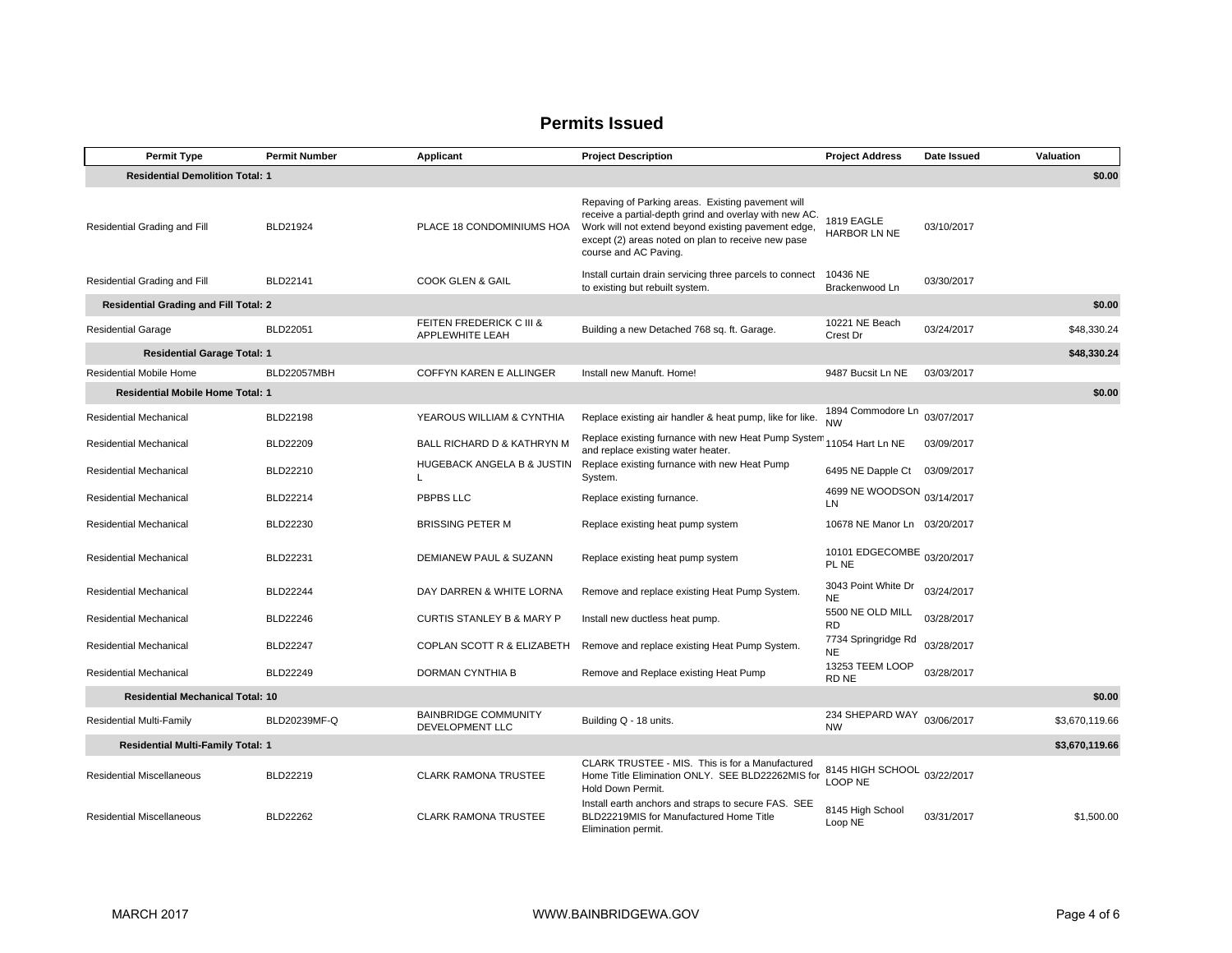## Permits Issued

| Permit Type | Permit Number | Applicant | Project Description | Project Address | Date Issued | Valuation |
|---|---|---|---|---|---|---|
| **Residential Demolition Total: 1** | | | | | | **$0.00** |
| Residential Grading and Fill | BLD21924 | PLACE 18 CONDOMINIUMS HOA | Repaving of Parking areas. Existing pavement will receive a partial-depth grind and overlay with new AC. Work will not extend beyond existing pavement edge, except (2) areas noted on plan to receive new pase course and AC Paving. | 1819 EAGLE HARBOR LN NE | 03/10/2017 | |
| Residential Grading and Fill | BLD22141 | COOK GLEN & GAIL | Install curtain drain servicing three parcels to connect to existing but rebuilt system. | 10436 NE Brackenwood Ln | 03/30/2017 | |
| **Residential Grading and Fill Total: 2** | | | | | | **$0.00** |
| Residential Garage | BLD22051 | FEITEN FREDERICK C III & APPLEWHITE LEAH | Building a new Detached 768 sq. ft. Garage. | 10221 NE Beach Crest Dr | 03/24/2017 | $48,330.24 |
| **Residential Garage Total: 1** | | | | | | **$48,330.24** |
| Residential Mobile Home | BLD22057MBH | COFFYN KAREN E ALLINGER | Install new Manuft. Home! | 9487 Bucsit Ln NE | 03/03/2017 | |
| **Residential Mobile Home Total: 1** | | | | | | **$0.00** |
| Residential Mechanical | BLD22198 | YEAROUS WILLIAM & CYNTHIA | Replace existing air handler & heat pump, like for like. | 1894 Commodore Ln NW | 03/07/2017 | |
| Residential Mechanical | BLD22209 | BALL RICHARD D & KATHRYN M | Replace existing furnance with new Heat Pump System and replace existing water heater. | 11054 Hart Ln NE | 03/09/2017 | |
| Residential Mechanical | BLD22210 | HUGEBACK ANGELA B & JUSTIN L | Replace existing furnance with new Heat Pump System. | 6495 NE Dapple Ct | 03/09/2017 | |
| Residential Mechanical | BLD22214 | PBPBS LLC | Replace existing furnace. | 4699 NE WOODSON LN | 03/14/2017 | |
| Residential Mechanical | BLD22230 | BRISSING PETER M | Replace existing heat pump system | 10678 NE Manor Ln | 03/20/2017 | |
| Residential Mechanical | BLD22231 | DEMIANEW PAUL & SUZANN | Replace existing heat pump system | 10101 EDGECOMBE PL NE | 03/20/2017 | |
| Residential Mechanical | BLD22244 | DAY DARREN & WHITE LORNA | Remove and replace existing Heat Pump System. | 3043 Point White Dr NE | 03/24/2017 | |
| Residential Mechanical | BLD22246 | CURTIS STANLEY B & MARY P | Install new ductless heat pump. | 5500 NE OLD MILL RD | 03/28/2017 | |
| Residential Mechanical | BLD22247 | COPLAN SCOTT R & ELIZABETH | Remove and replace existing Heat Pump System. | 7734 Springridge Rd NE | 03/28/2017 | |
| Residential Mechanical | BLD22249 | DORMAN CYNTHIA B | Remove and Replace existing Heat Pump | 13253 TEEM LOOP RD NE | 03/28/2017 | |
| **Residential Mechanical Total: 10** | | | | | | **$0.00** |
| Residential Multi-Family | BLD20239MF-Q | BAINBRIDGE COMMUNITY DEVELOPMENT LLC | Building Q - 18 units. | 234 SHEPARD WAY NW | 03/06/2017 | $3,670,119.66 |
| **Residential Multi-Family Total: 1** | | | | | | **$3,670,119.66** |
| Residential Miscellaneous | BLD22219 | CLARK RAMONA TRUSTEE | CLARK TRUSTEE - MIS. This is for a Manufactured Home Title Elimination ONLY. SEE BLD22262MIS for Hold Down Permit. | 8145 HIGH SCHOOL LOOP NE | 03/22/2017 | |
| Residential Miscellaneous | BLD22262 | CLARK RAMONA TRUSTEE | Install earth anchors and straps to secure FAS. SEE BLD22219MIS for Manufactured Home Title Elimination permit. | 8145 High School Loop NE | 03/31/2017 | $1,500.00 |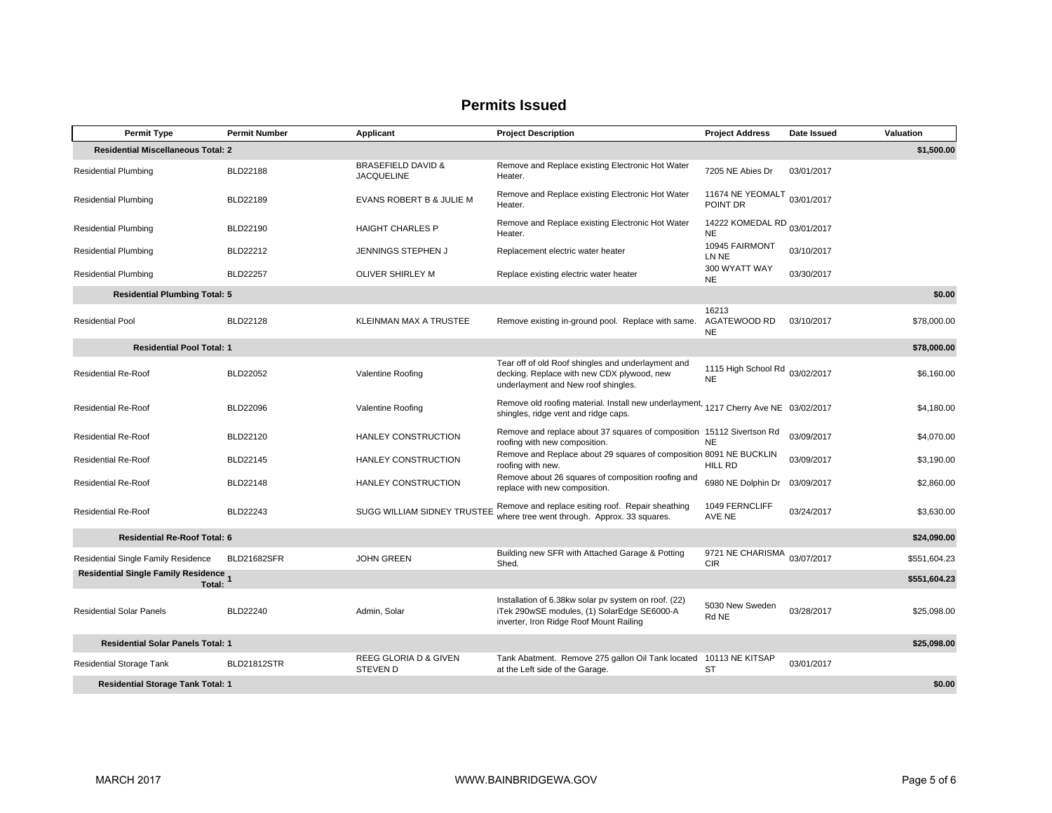# Permits Issued

| Permit Type | Permit Number | Applicant | Project Description | Project Address | Date Issued | Valuation |
|---|---|---|---|---|---|---|
| **Residential Miscellaneous Total: 2** | | | | | | **$1,500.00** |
| Residential Plumbing | BLD22188 | BRASEFIELD DAVID & JACQUELINE | Remove and Replace existing Electronic Hot Water Heater. | 7205 NE Abies Dr | 03/01/2017 | |
| Residential Plumbing | BLD22189 | EVANS ROBERT B & JULIE M | Remove and Replace existing Electronic Hot Water Heater. | 11674 NE YEOMALT POINT DR | 03/01/2017 | |
| Residential Plumbing | BLD22190 | HAIGHT CHARLES P | Remove and Replace existing Electronic Hot Water Heater. | 14222 KOMEDAL RD NE | 03/01/2017 | |
| Residential Plumbing | BLD22212 | JENNINGS STEPHEN J | Replacement electric water heater | 10945 FAIRMONT LN NE | 03/10/2017 | |
| Residential Plumbing | BLD22257 | OLIVER SHIRLEY M | Replace existing electric water heater | 300 WYATT WAY NE | 03/30/2017 | |
| **Residential Plumbing Total: 5** | | | | | | **$0.00** |
| Residential Pool | BLD22128 | KLEINMAN MAX A TRUSTEE | Remove existing in-ground pool. Replace with same. | 16213 AGATEWOOD RD NE | 03/10/2017 | $78,000.00 |
| **Residential Pool Total: 1** | | | | | | **$78,000.00** |
| Residential Re-Roof | BLD22052 | Valentine Roofing | Tear off of old Roof shingles and underlayment and decking. Replace with new CDX plywood, new underlayment and New roof shingles. | 1115 High School Rd NE | 03/02/2017 | $6,160.00 |
| Residential Re-Roof | BLD22096 | Valentine Roofing | Remove old roofing material. Install new underlayment, shingles, ridge vent and ridge caps. | 1217 Cherry Ave NE | 03/02/2017 | $4,180.00 |
| Residential Re-Roof | BLD22120 | HANLEY CONSTRUCTION | Remove and replace about 37 squares of composition roofing with new composition. | 15112 Sivertson Rd NE | 03/09/2017 | $4,070.00 |
| Residential Re-Roof | BLD22145 | HANLEY CONSTRUCTION | Remove and Replace about 29 squares of composition roofing with new. | 8091 NE BUCKLIN HILL RD | 03/09/2017 | $3,190.00 |
| Residential Re-Roof | BLD22148 | HANLEY CONSTRUCTION | Remove about 26 squares of composition roofing and replace with new composition. | 6980 NE Dolphin Dr | 03/09/2017 | $2,860.00 |
| Residential Re-Roof | BLD22243 | SUGG WILLIAM SIDNEY TRUSTEE | Remove and replace esiting roof. Repair sheathing where tree went through. Approx. 33 squares. | 1049 FERNCLIFF AVE NE | 03/24/2017 | $3,630.00 |
| **Residential Re-Roof Total: 6** | | | | | | **$24,090.00** |
| Residential Single Family Residence | BLD21682SFR | JOHN GREEN | Building new SFR with Attached Garage & Potting Shed. | 9721 NE CHARISMA CIR | 03/07/2017 | $551,604.23 |
| **Residential Single Family Residence Total: 1** | | | | | | **$551,604.23** |
| Residential Solar Panels | BLD22240 | Admin, Solar | Installation of 6.38kw solar pv system on roof. (22) iTek 290wSE modules, (1) SolarEdge SE6000-A inverter, Iron Ridge Roof Mount Railing | 5030 New Sweden Rd NE | 03/28/2017 | $25,098.00 |
| **Residential Solar Panels Total: 1** | | | | | | **$25,098.00** |
| Residential Storage Tank | BLD21812STR | REEG GLORIA D & GIVEN STEVEN D | Tank Abatment. Remove 275 gallon Oil Tank located at the Left side of the Garage. | 10113 NE KITSAP ST | 03/01/2017 | |
| **Residential Storage Tank Total: 1** | | | | | | **$0.00** |

MARCH 2017 WWW.BAINBRIDGEWA.GOV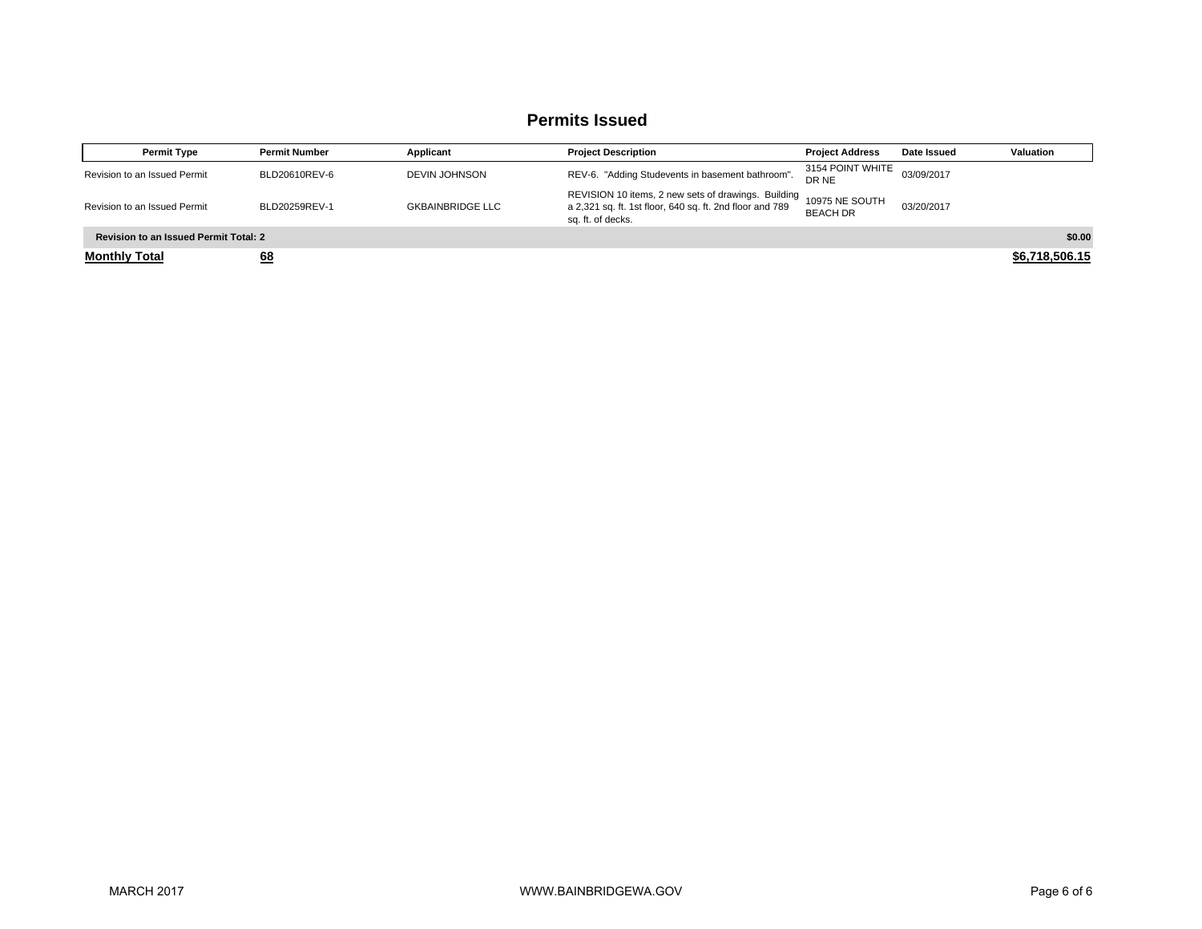## Permits Issued

| Permit Type | Permit Number | Applicant | Project Description | Project Address | Date Issued | Valuation |
|---|---|---|---|---|---|---|
| Revision to an Issued Permit | BLD20610REV-6 | DEVIN JOHNSON | REV-6. "Adding Studevents in basement bathroom". | 3154 POINT WHITE DR NE | 03/09/2017 | |
| Revision to an Issued Permit | BLD20259REV-1 | GKBAINBRIDGE LLC | REVISION 10 items, 2 new sets of drawings. Building a 2,321 sq. ft. 1st floor, 640 sq. ft. 2nd floor and 789 sq. ft. of decks. | 10975 NE SOUTH BEACH DR | 03/20/2017 | |
| **Revision to an Issued Permit Total: 2** | | | | | | **$0.00** |
| **Monthly Total** | **68** | | | | | **$6,718,506.15** |

MARCH 2017 WWW.BAINBRIDGEWA.GOV